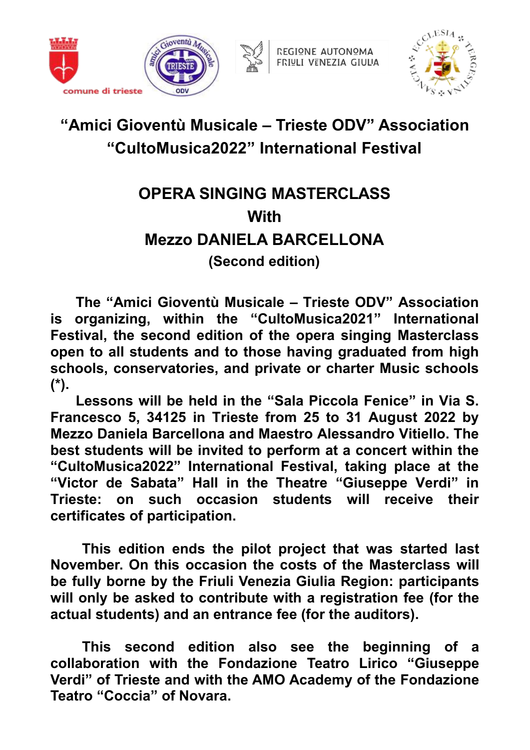comune di trieste

REGIONE AUTONOMA FRIULI VENEZIA GIULIA

# “Amici Gioventù Musicale – Trieste ODV” Association
# “CultoMusica2022” International Festival

## OPERA SINGING MASTERCLASS
## With
## Mezzo DANIELA BARCELLONA
### (Second edition)

**The “Amici Gioventù Musicale – Trieste ODV” Association is organizing, within the “CultoMusica2021” International Festival, the second edition of the opera singing Masterclass open to all students and to those having graduated from high schools, conservatories, and private or charter Music schools (*).**

**Lessons will be held in the “Sala Piccola Fenice” in Via S. Francesco 5, 34125 in Trieste from 25 to 31 August 2022 by Mezzo Daniela Barcellona and Maestro Alessandro Vitiello. The best students will be invited to perform at a concert within the “CultoMusica2022” International Festival, taking place at the “Victor de Sabata” Hall in the Theatre “Giuseppe Verdi” in Trieste: on such occasion students will receive their certificates of participation.**

**This edition ends the pilot project that was started last November. On this occasion the costs of the Masterclass will be fully borne by the Friuli Venezia Giulia Region: participants will only be asked to contribute with a registration fee (for the actual students) and an entrance fee (for the auditors).**

**This second edition also see the beginning of a collaboration with the Fondazione Teatro Lirico “Giuseppe Verdi” of Trieste and with the AMO Academy of the Fondazione Teatro “Coccia” of Novara.**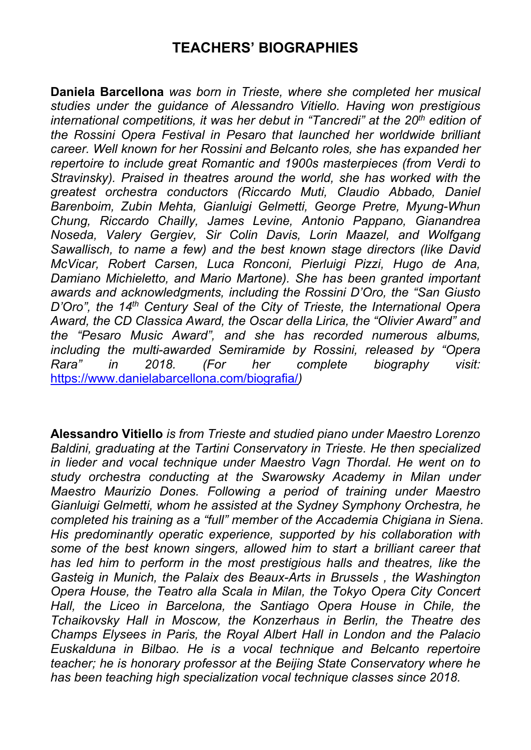## TEACHERS' BIOGRAPHIES

**Daniela Barcellona** *was born in Trieste, where she completed her musical studies under the guidance of Alessandro Vitiello. Having won prestigious international competitions, it was her debut in "Tancredi" at the 20th edition of the Rossini Opera Festival in Pesaro that launched her worldwide brilliant career. Well known for her Rossini and Belcanto roles, she has expanded her repertoire to include great Romantic and 1900s masterpieces (from Verdi to Stravinsky). Praised in theatres around the world, she has worked with the greatest orchestra conductors (Riccardo Muti, Claudio Abbado, Daniel Barenboim, Zubin Mehta, Gianluigi Gelmetti, George Pretre, Myung-Whun Chung, Riccardo Chailly, James Levine, Antonio Pappano, Gianandrea Noseda, Valery Gergiev, Sir Colin Davis, Lorin Maazel, and Wolfgang Sawallisch, to name a few) and the best known stage directors (like David McVicar, Robert Carsen, Luca Ronconi, Pierluigi Pizzi, Hugo de Ana, Damiano Michieletto, and Mario Martone). She has been granted important awards and acknowledgments, including the Rossini D'Oro, the "San Giusto D'Oro", the 14th Century Seal of the City of Trieste, the International Opera Award, the CD Classica Award, the Oscar della Lirica, the "Olivier Award" and the "Pesaro Music Award", and she has recorded numerous albums, including the multi-awarded Semiramide by Rossini, released by "Opera Rara" in 2018. (For her complete biography visit:* https://www.danielabarcellona.com/biografia/*)*

**Alessandro Vitiello** *is from Trieste and studied piano under Maestro Lorenzo Baldini, graduating at the Tartini Conservatory in Trieste. He then specialized in lieder and vocal technique under Maestro Vagn Thordal. He went on to study orchestra conducting at the Swarowsky Academy in Milan under Maestro Maurizio Dones. Following a period of training under Maestro Gianluigi Gelmetti, whom he assisted at the Sydney Symphony Orchestra, he completed his training as a "full" member of the Accademia Chigiana in Siena. His predominantly operatic experience, supported by his collaboration with some of the best known singers, allowed him to start a brilliant career that has led him to perform in the most prestigious halls and theatres, like the Gasteig in Munich, the Palaix des Beaux-Arts in Brussels , the Washington Opera House, the Teatro alla Scala in Milan, the Tokyo Opera City Concert Hall, the Liceo in Barcelona, the Santiago Opera House in Chile, the Tchaikovsky Hall in Moscow, the Konzerhaus in Berlin, the Theatre des Champs Elysees in Paris, the Royal Albert Hall in London and the Palacio Euskalduna in Bilbao. He is a vocal technique and Belcanto repertoire teacher; he is honorary professor at the Beijing State Conservatory where he has been teaching high specialization vocal technique classes since 2018.*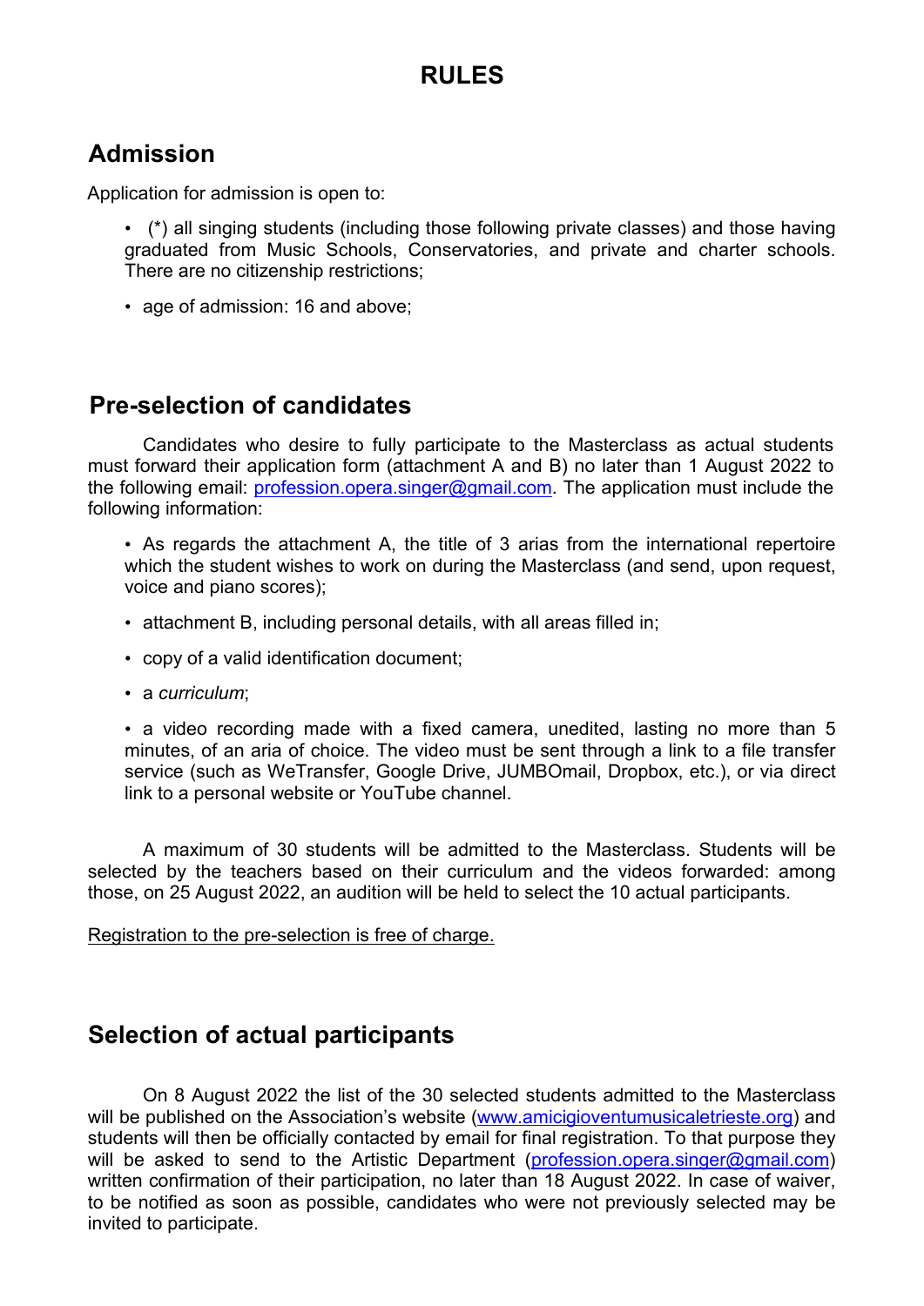# RULES

## Admission

Application for admission is open to:

- (*) all singing students (including those following private classes) and those having graduated from Music Schools, Conservatories, and private and charter schools. There are no citizenship restrictions;
- age of admission: 16 and above;

## Pre-selection of candidates

Candidates who desire to fully participate to the Masterclass as actual students must forward their application form (attachment A and B) no later than 1 August 2022 to the following email: [profession.opera.singer@gmail.com](mailto:profession.opera.singer@gmail.com). The application must include the following information:

- As regards the attachment A, the title of 3 arias from the international repertoire which the student wishes to work on during the Masterclass (and send, upon request, voice and piano scores);
- attachment B, including personal details, with all areas filled in;
- copy of a valid identification document;
- a *curriculum*;
- a video recording made with a fixed camera, unedited, lasting no more than 5 minutes, of an aria of choice. The video must be sent through a link to a file transfer service (such as WeTransfer, Google Drive, JUMBOmail, Dropbox, etc.), or via direct link to a personal website or YouTube channel.

A maximum of 30 students will be admitted to the Masterclass. Students will be selected by the teachers based on their curriculum and the videos forwarded: among those, on 25 August 2022, an audition will be held to select the 10 actual participants.

<u>Registration to the pre-selection is free of charge.</u>

## Selection of actual participants

On 8 August 2022 the list of the 30 selected students admitted to the Masterclass will be published on the Association's website ([www.amicigioventumusicaletrieste.org](http://www.amicigioventumusicaletrieste.org)) and students will then be officially contacted by email for final registration. To that purpose they will be asked to send to the Artistic Department ([profession.opera.singer@gmail.com](mailto:profession.opera.singer@gmail.com)) written confirmation of their participation, no later than 18 August 2022. In case of waiver, to be notified as soon as possible, candidates who were not previously selected may be invited to participate.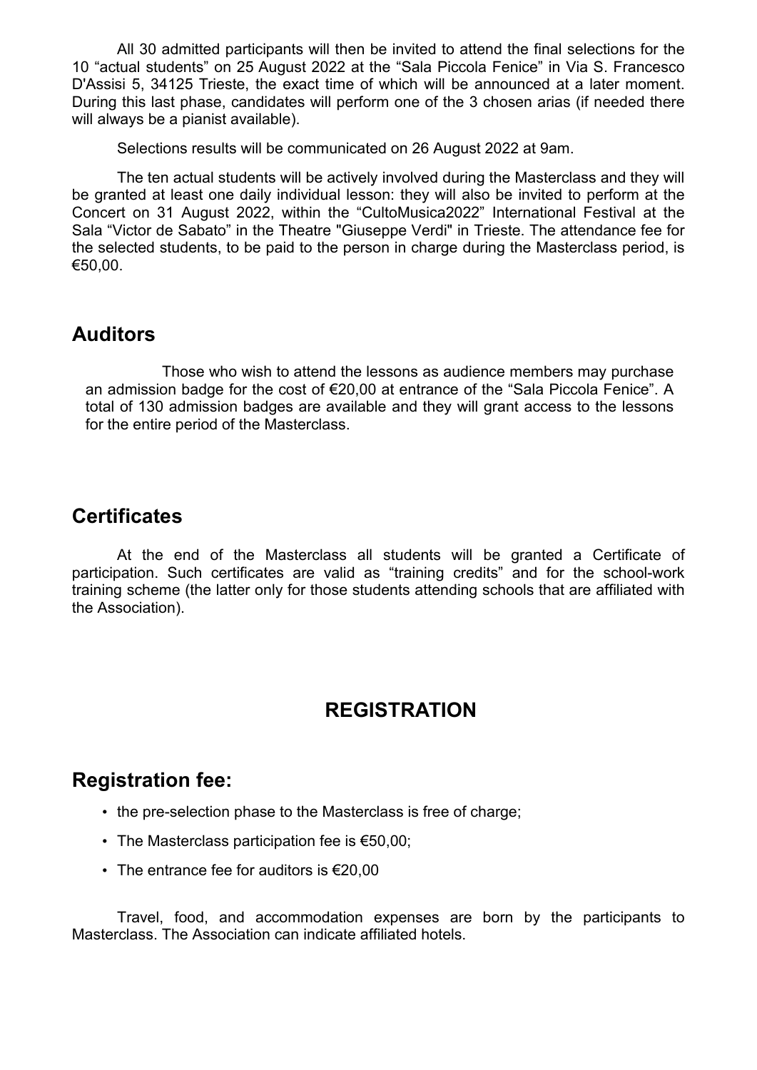All 30 admitted participants will then be invited to attend the final selections for the 10 “actual students” on 25 August 2022 at the “Sala Piccola Fenice” in Via S. Francesco D'Assisi 5, 34125 Trieste, the exact time of which will be announced at a later moment. During this last phase, candidates will perform one of the 3 chosen arias (if needed there will always be a pianist available).

Selections results will be communicated on 26 August 2022 at 9am.

The ten actual students will be actively involved during the Masterclass and they will be granted at least one daily individual lesson: they will also be invited to perform at the Concert on 31 August 2022, within the “CultoMusica2022” International Festival at the Sala “Victor de Sabato” in the Theatre "Giuseppe Verdi" in Trieste. The attendance fee for the selected students, to be paid to the person in charge during the Masterclass period, is €50,00.

## Auditors

Those who wish to attend the lessons as audience members may purchase an admission badge for the cost of €20,00 at entrance of the “Sala Piccola Fenice”. A total of 130 admission badges are available and they will grant access to the lessons for the entire period of the Masterclass.

## Certificates

At the end of the Masterclass all students will be granted a Certificate of participation. Such certificates are valid as “training credits” and for the school-work training scheme (the latter only for those students attending schools that are affiliated with the Association).

# REGISTRATION

## Registration fee:

- the pre-selection phase to the Masterclass is free of charge;
- The Masterclass participation fee is €50,00;
- The entrance fee for auditors is €20,00

Travel, food, and accommodation expenses are born by the participants to Masterclass. The Association can indicate affiliated hotels.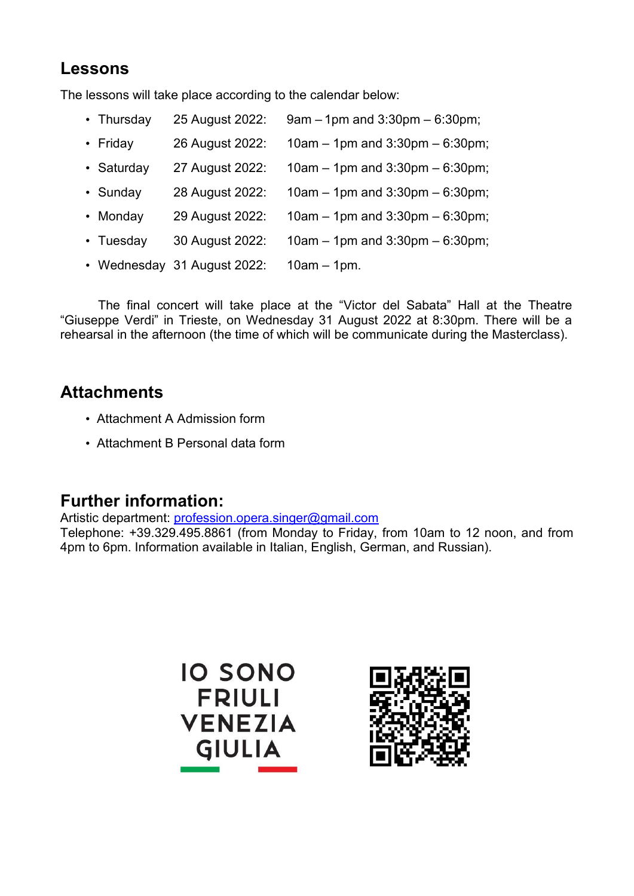## Lessons

The lessons will take place according to the calendar below:

- Thursday 25 August 2022: 9am – 1pm and 3:30pm – 6:30pm;
- Friday 26 August 2022: 10am – 1pm and 3:30pm – 6:30pm;
- Saturday 27 August 2022: 10am – 1pm and 3:30pm – 6:30pm;
- Sunday 28 August 2022: 10am – 1pm and 3:30pm – 6:30pm;
- Monday 29 August 2022: 10am – 1pm and 3:30pm – 6:30pm;
- Tuesday 30 August 2022: 10am – 1pm and 3:30pm – 6:30pm;
- Wednesday 31 August 2022: 10am – 1pm.

The final concert will take place at the "Victor del Sabata" Hall at the Theatre "Giuseppe Verdi" in Trieste, on Wednesday 31 August 2022 at 8:30pm. There will be a rehearsal in the afternoon (the time of which will be communicate during the Masterclass).

## Attachments

- Attachment A Admission form
- Attachment B Personal data form

## Further information:

Artistic department: profession.opera.singer@gmail.com
Telephone: +39.329.495.8861 (from Monday to Friday, from 10am to 12 noon, and from 4pm to 6pm. Information available in Italian, English, German, and Russian).

IO SONO FRIULI VENEZIA GIULIA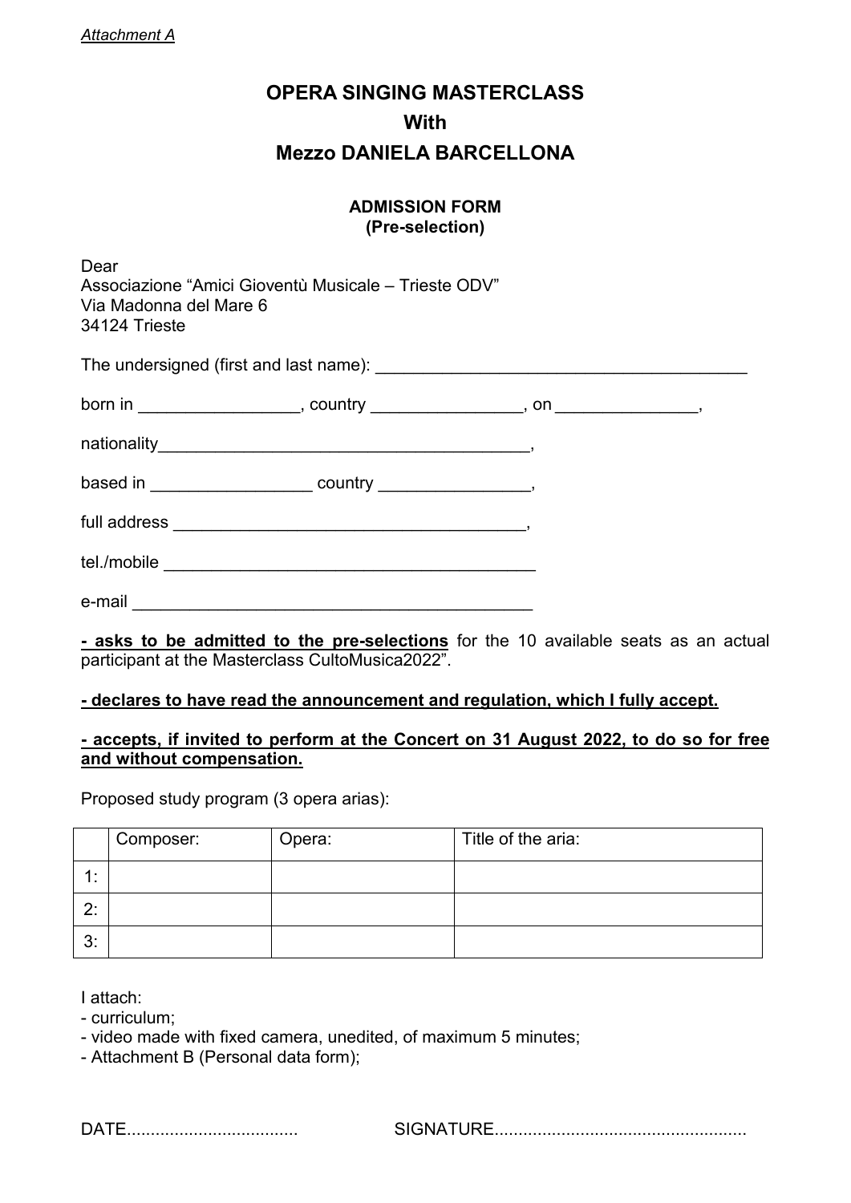*Attachment A*

# OPERA SINGING MASTERCLASS
# With
# Mezzo DANIELA BARCELLONA

## ADMISSION FORM
## (Pre-selection)

Dear
Associazione "Amici Gioventù Musicale – Trieste ODV"
Via Madonna del Mare 6
34124 Trieste

The undersigned (first and last name): ________________________________________

born in _________________, country ________________, on _______________,

nationality________________________________________,

based in _________________ country ________________,

full address ______________________________________,

tel./mobile ________________________________________

e-mail ___________________________________________

**<u>- asks to be admitted to the pre-selections</u>** for the 10 available seats as an actual participant at the Masterclass CultoMusica2022".

**<u>- declares to have read the announcement and regulation, which I fully accept.</u>**

**<u>- accepts, if invited to perform at the Concert on 31 August 2022, to do so for free and without compensation.</u>**

Proposed study program (3 opera arias):

| | Composer: | Opera: | Title of the aria: |
|---|---|---|---|
| 1: | | | |
| 2: | | | |
| 3: | | | |

I attach:
- curriculum;
- video made with fixed camera, unedited, of maximum 5 minutes;
- Attachment B (Personal data form);

DATE.................................... SIGNATURE.....................................................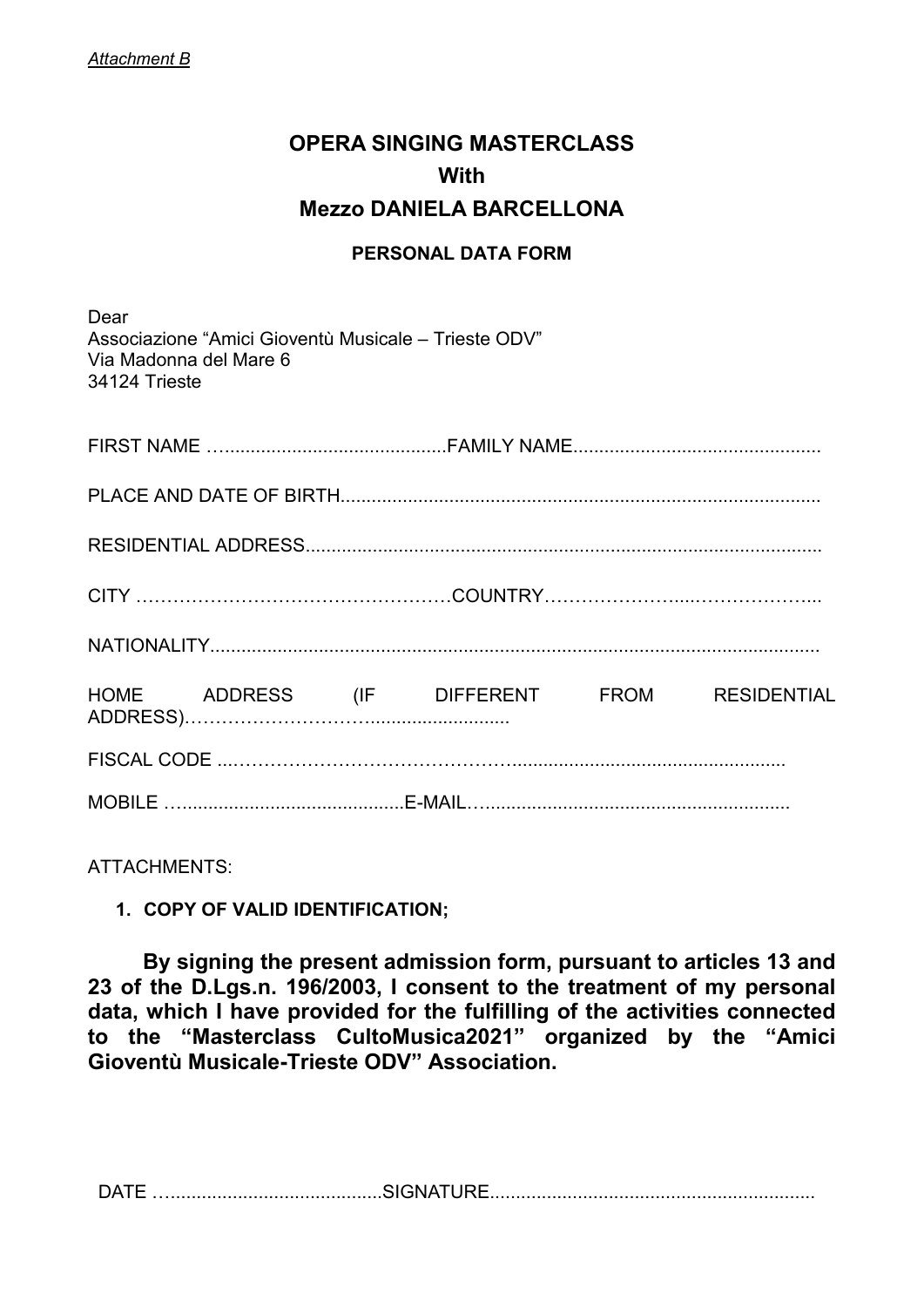*Attachment B*

# OPERA SINGING MASTERCLASS
# With
# Mezzo DANIELA BARCELLONA

## PERSONAL DATA FORM

Dear
Associazione "Amici Gioventù Musicale – Trieste ODV"
Via Madonna del Mare 6
34124 Trieste

FIRST NAME …..........................................FAMILY NAME...............................................

PLACE AND DATE OF BIRTH............................................................................................

RESIDENTIAL ADDRESS...................................................................................................

CITY …………………………………………COUNTRY…………………....……………...

NATIONALITY....................................................................................................................

HOME ADDRESS (IF DIFFERENT FROM RESIDENTIAL ADDRESS)……………………….........................

FISCAL CODE ...……………………………………....................................................

MOBILE …..........................................E-MAIL…..........................................................

ATTACHMENTS:

1. **COPY OF VALID IDENTIFICATION;**

**By signing the present admission form, pursuant to articles 13 and 23 of the D.Lgs.n. 196/2003, I consent to the treatment of my personal data, which I have provided for the fulfilling of the activities connected to the "Masterclass CultoMusica2021" organized by the "Amici Gioventù Musicale-Trieste ODV" Association.**

DATE …........................................SIGNATURE.............................................................